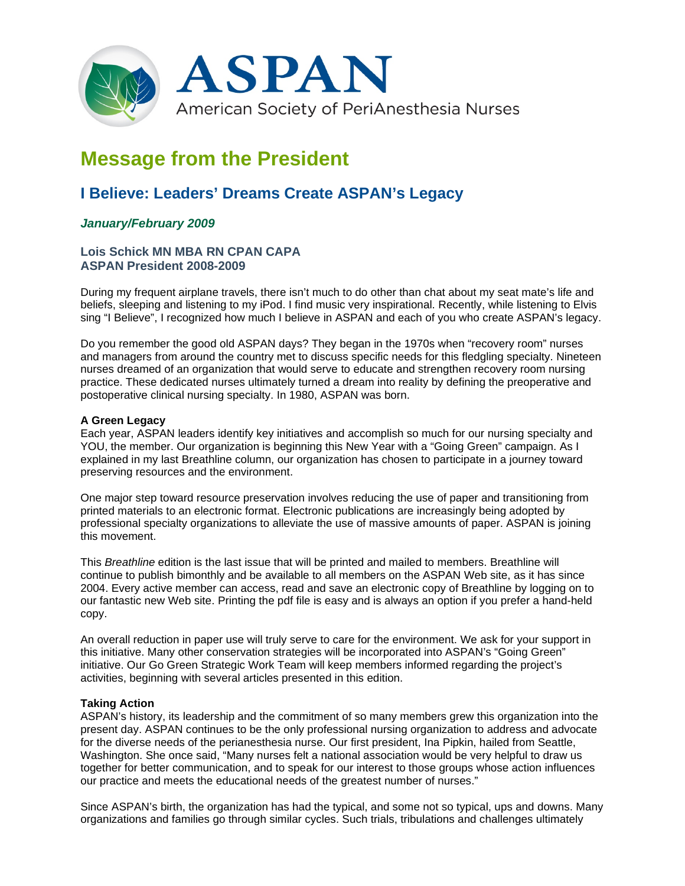ASPAN

American Society of PeriAnesthesia Nurses

# Message from the President

## I Believe: Leaders' Dreams Create ASPAN's Legacy

***January/February 2009***

**Lois Schick MN MBA RN CPAN CAPA**
**ASPAN President 2008-2009**

During my frequent airplane travels, there isn't much to do other than chat about my seat mate's life and beliefs, sleeping and listening to my iPod. I find music very inspirational. Recently, while listening to Elvis sing "I Believe", I recognized how much I believe in ASPAN and each of you who create ASPAN's legacy.

Do you remember the good old ASPAN days? They began in the 1970s when "recovery room" nurses and managers from around the country met to discuss specific needs for this fledgling specialty. Nineteen nurses dreamed of an organization that would serve to educate and strengthen recovery room nursing practice. These dedicated nurses ultimately turned a dream into reality by defining the preoperative and postoperative clinical nursing specialty. In 1980, ASPAN was born.

**A Green Legacy**

Each year, ASPAN leaders identify key initiatives and accomplish so much for our nursing specialty and YOU, the member. Our organization is beginning this New Year with a "Going Green" campaign. As I explained in my last Breathline column, our organization has chosen to participate in a journey toward preserving resources and the environment.

One major step toward resource preservation involves reducing the use of paper and transitioning from printed materials to an electronic format. Electronic publications are increasingly being adopted by professional specialty organizations to alleviate the use of massive amounts of paper. ASPAN is joining this movement.

This *Breathline* edition is the last issue that will be printed and mailed to members. Breathline will continue to publish bimonthly and be available to all members on the ASPAN Web site, as it has since 2004. Every active member can access, read and save an electronic copy of Breathline by logging on to our fantastic new Web site. Printing the pdf file is easy and is always an option if you prefer a hand-held copy.

An overall reduction in paper use will truly serve to care for the environment. We ask for your support in this initiative. Many other conservation strategies will be incorporated into ASPAN's "Going Green" initiative. Our Go Green Strategic Work Team will keep members informed regarding the project's activities, beginning with several articles presented in this edition.

**Taking Action**

ASPAN's history, its leadership and the commitment of so many members grew this organization into the present day. ASPAN continues to be the only professional nursing organization to address and advocate for the diverse needs of the perianesthesia nurse. Our first president, Ina Pipkin, hailed from Seattle, Washington. She once said, "Many nurses felt a national association would be very helpful to draw us together for better communication, and to speak for our interest to those groups whose action influences our practice and meets the educational needs of the greatest number of nurses."

Since ASPAN's birth, the organization has had the typical, and some not so typical, ups and downs. Many organizations and families go through similar cycles. Such trials, tribulations and challenges ultimately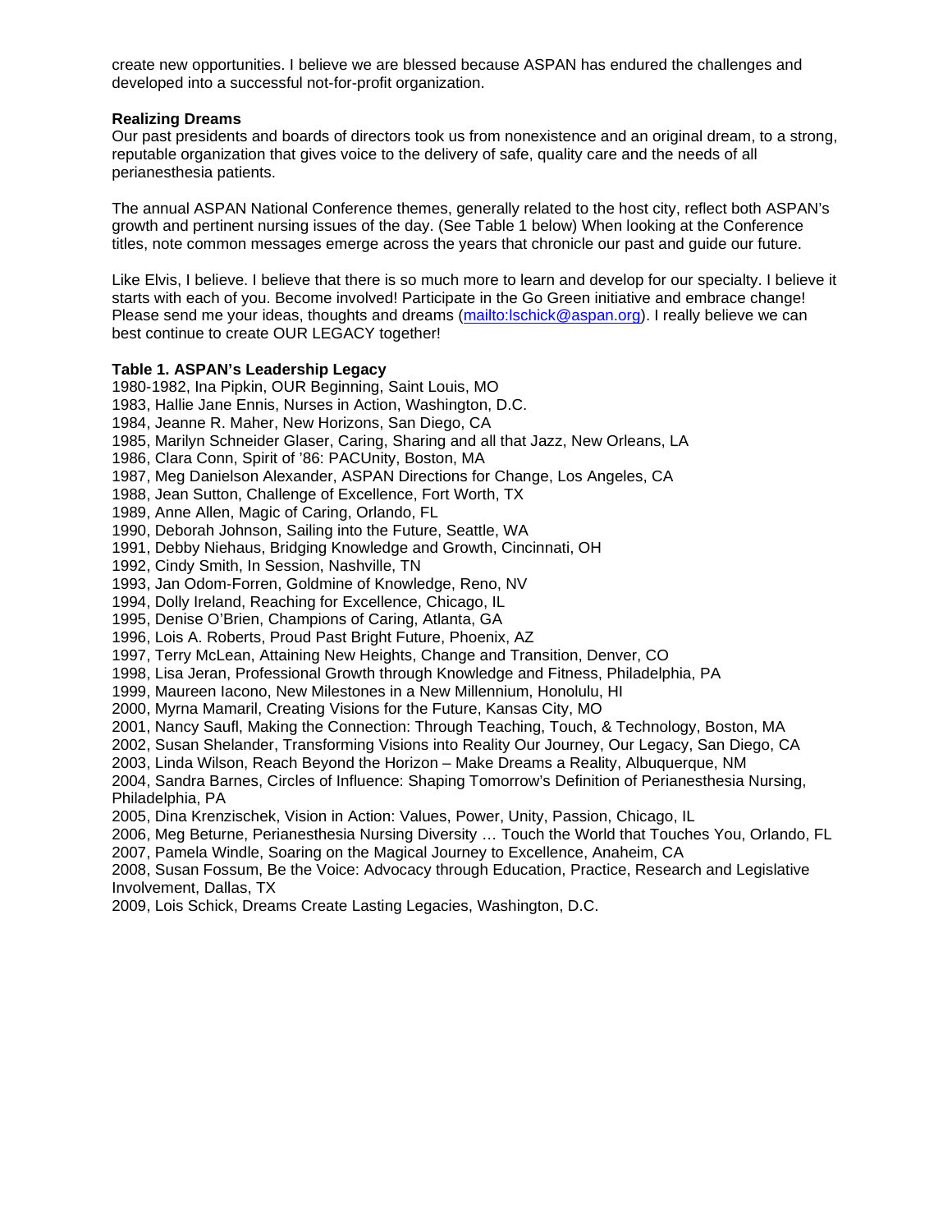create new opportunities. I believe we are blessed because ASPAN has endured the challenges and developed into a successful not-for-profit organization.

**Realizing Dreams**

Our past presidents and boards of directors took us from nonexistence and an original dream, to a strong, reputable organization that gives voice to the delivery of safe, quality care and the needs of all perianesthesia patients.

The annual ASPAN National Conference themes, generally related to the host city, reflect both ASPAN's growth and pertinent nursing issues of the day. (See Table 1 below) When looking at the Conference titles, note common messages emerge across the years that chronicle our past and guide our future.

Like Elvis, I believe. I believe that there is so much more to learn and develop for our specialty. I believe it starts with each of you. Become involved! Participate in the Go Green initiative and embrace change! Please send me your ideas, thoughts and dreams (mailto:lschick@aspan.org). I really believe we can best continue to create OUR LEGACY together!

**Table 1. ASPAN's Leadership Legacy**

1980-1982, Ina Pipkin, OUR Beginning, Saint Louis, MO
1983, Hallie Jane Ennis, Nurses in Action, Washington, D.C.
1984, Jeanne R. Maher, New Horizons, San Diego, CA
1985, Marilyn Schneider Glaser, Caring, Sharing and all that Jazz, New Orleans, LA
1986, Clara Conn, Spirit of '86: PACUnity, Boston, MA
1987, Meg Danielson Alexander, ASPAN Directions for Change, Los Angeles, CA
1988, Jean Sutton, Challenge of Excellence, Fort Worth, TX
1989, Anne Allen, Magic of Caring, Orlando, FL
1990, Deborah Johnson, Sailing into the Future, Seattle, WA
1991, Debby Niehaus, Bridging Knowledge and Growth, Cincinnati, OH
1992, Cindy Smith, In Session, Nashville, TN
1993, Jan Odom-Forren, Goldmine of Knowledge, Reno, NV
1994, Dolly Ireland, Reaching for Excellence, Chicago, IL
1995, Denise O'Brien, Champions of Caring, Atlanta, GA
1996, Lois A. Roberts, Proud Past Bright Future, Phoenix, AZ
1997, Terry McLean, Attaining New Heights, Change and Transition, Denver, CO
1998, Lisa Jeran, Professional Growth through Knowledge and Fitness, Philadelphia, PA
1999, Maureen Iacono, New Milestones in a New Millennium, Honolulu, HI
2000, Myrna Mamaril, Creating Visions for the Future, Kansas City, MO
2001, Nancy Saufl, Making the Connection: Through Teaching, Touch, & Technology, Boston, MA
2002, Susan Shelander, Transforming Visions into Reality Our Journey, Our Legacy, San Diego, CA
2003, Linda Wilson, Reach Beyond the Horizon – Make Dreams a Reality, Albuquerque, NM
2004, Sandra Barnes, Circles of Influence: Shaping Tomorrow's Definition of Perianesthesia Nursing, Philadelphia, PA
2005, Dina Krenzischek, Vision in Action: Values, Power, Unity, Passion, Chicago, IL
2006, Meg Beturne, Perianesthesia Nursing Diversity … Touch the World that Touches You, Orlando, FL
2007, Pamela Windle, Soaring on the Magical Journey to Excellence, Anaheim, CA
2008, Susan Fossum, Be the Voice: Advocacy through Education, Practice, Research and Legislative Involvement, Dallas, TX
2009, Lois Schick, Dreams Create Lasting Legacies, Washington, D.C.